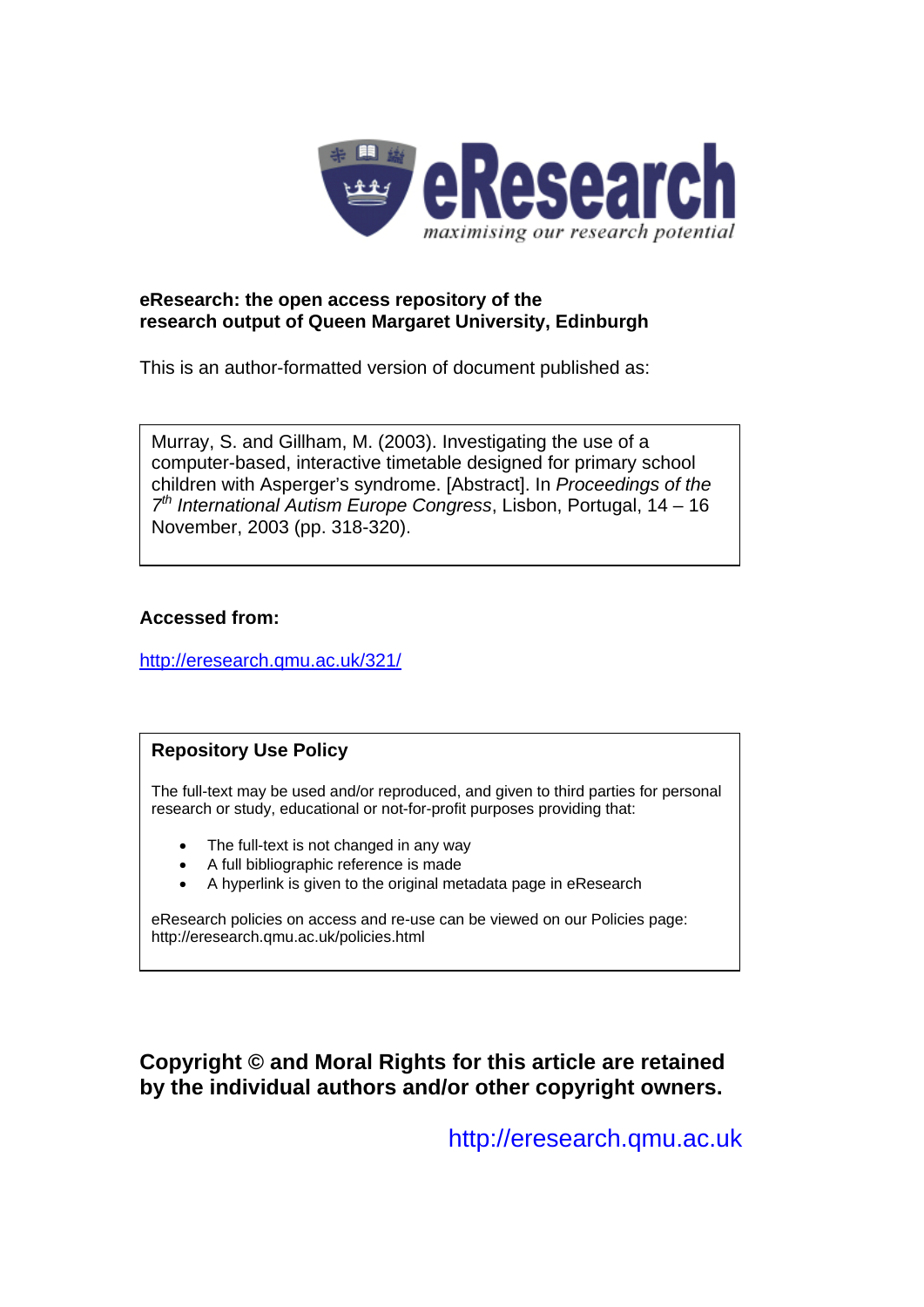eResearch
*maximising our research potential*

**eResearch: the open access repository of the research output of Queen Margaret University, Edinburgh**

This is an author-formatted version of document published as:

Murray, S. and Gillham, M. (2003). Investigating the use of a computer-based, interactive timetable designed for primary school children with Asperger's syndrome. [Abstract]. In *Proceedings of the 7th International Autism Europe Congress*, Lisbon, Portugal, 14 – 16 November, 2003 (pp. 318-320).

**Accessed from:**

http://eresearch.qmu.ac.uk/321/

**Repository Use Policy**

The full-text may be used and/or reproduced, and given to third parties for personal research or study, educational or not-for-profit purposes providing that:

- The full-text is not changed in any way
- A full bibliographic reference is made
- A hyperlink is given to the original metadata page in eResearch

eResearch policies on access and re-use can be viewed on our Policies page: http://eresearch.qmu.ac.uk/policies.html

**Copyright © and Moral Rights for this article are retained by the individual authors and/or other copyright owners.**

http://eresearch.qmu.ac.uk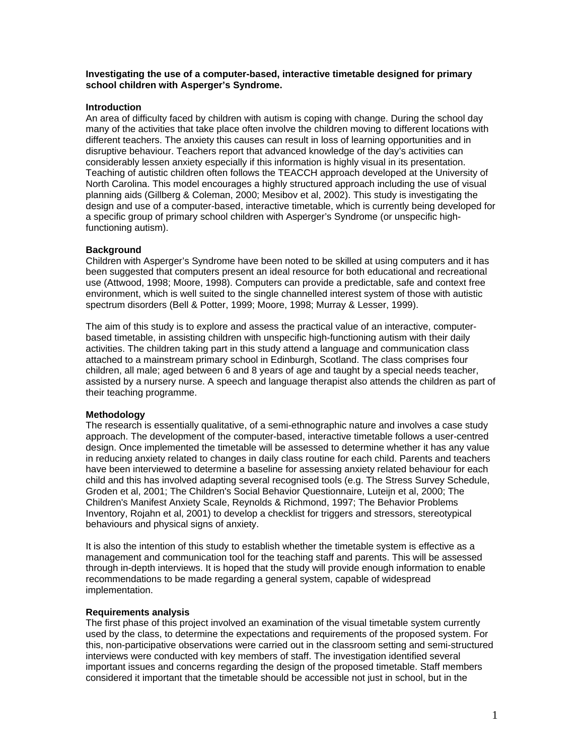**Investigating the use of a computer-based, interactive timetable designed for primary school children with Asperger's Syndrome.**

**Introduction**

An area of difficulty faced by children with autism is coping with change. During the school day many of the activities that take place often involve the children moving to different locations with different teachers. The anxiety this causes can result in loss of learning opportunities and in disruptive behaviour. Teachers report that advanced knowledge of the day's activities can considerably lessen anxiety especially if this information is highly visual in its presentation. Teaching of autistic children often follows the TEACCH approach developed at the University of North Carolina. This model encourages a highly structured approach including the use of visual planning aids (Gillberg & Coleman, 2000; Mesibov et al, 2002). This study is investigating the design and use of a computer-based, interactive timetable, which is currently being developed for a specific group of primary school children with Asperger's Syndrome (or unspecific high-functioning autism).

**Background**

Children with Asperger's Syndrome have been noted to be skilled at using computers and it has been suggested that computers present an ideal resource for both educational and recreational use (Attwood, 1998; Moore, 1998). Computers can provide a predictable, safe and context free environment, which is well suited to the single channelled interest system of those with autistic spectrum disorders (Bell & Potter, 1999; Moore, 1998; Murray & Lesser, 1999).

The aim of this study is to explore and assess the practical value of an interactive, computer-based timetable, in assisting children with unspecific high-functioning autism with their daily activities. The children taking part in this study attend a language and communication class attached to a mainstream primary school in Edinburgh, Scotland. The class comprises four children, all male; aged between 6 and 8 years of age and taught by a special needs teacher, assisted by a nursery nurse. A speech and language therapist also attends the children as part of their teaching programme.

**Methodology**

The research is essentially qualitative, of a semi-ethnographic nature and involves a case study approach. The development of the computer-based, interactive timetable follows a user-centred design. Once implemented the timetable will be assessed to determine whether it has any value in reducing anxiety related to changes in daily class routine for each child. Parents and teachers have been interviewed to determine a baseline for assessing anxiety related behaviour for each child and this has involved adapting several recognised tools (e.g. The Stress Survey Schedule, Groden et al, 2001; The Children's Social Behavior Questionnaire, Luteijn et al, 2000; The Children's Manifest Anxiety Scale, Reynolds & Richmond, 1997; The Behavior Problems Inventory, Rojahn et al, 2001) to develop a checklist for triggers and stressors, stereotypical behaviours and physical signs of anxiety.

It is also the intention of this study to establish whether the timetable system is effective as a management and communication tool for the teaching staff and parents. This will be assessed through in-depth interviews. It is hoped that the study will provide enough information to enable recommendations to be made regarding a general system, capable of widespread implementation.

**Requirements analysis**

The first phase of this project involved an examination of the visual timetable system currently used by the class, to determine the expectations and requirements of the proposed system. For this, non-participative observations were carried out in the classroom setting and semi-structured interviews were conducted with key members of staff. The investigation identified several important issues and concerns regarding the design of the proposed timetable. Staff members considered it important that the timetable should be accessible not just in school, but in the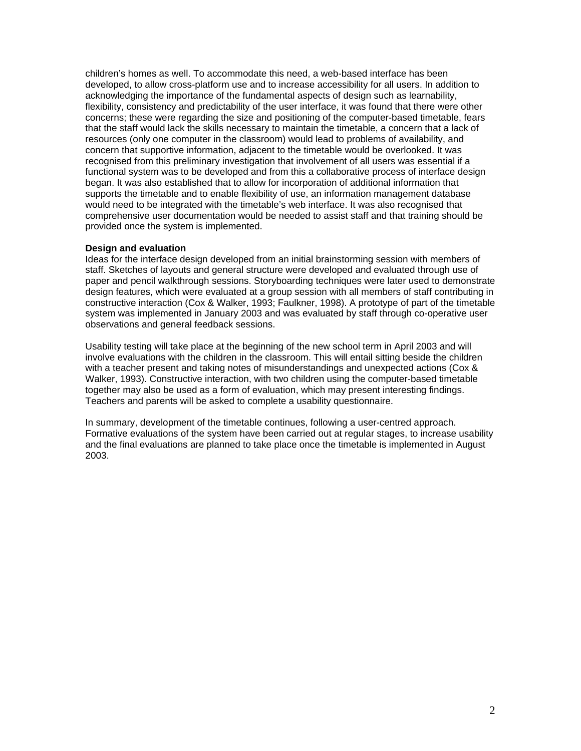children's homes as well. To accommodate this need, a web-based interface has been developed, to allow cross-platform use and to increase accessibility for all users. In addition to acknowledging the importance of the fundamental aspects of design such as learnability, flexibility, consistency and predictability of the user interface, it was found that there were other concerns; these were regarding the size and positioning of the computer-based timetable, fears that the staff would lack the skills necessary to maintain the timetable, a concern that a lack of resources (only one computer in the classroom) would lead to problems of availability, and concern that supportive information, adjacent to the timetable would be overlooked. It was recognised from this preliminary investigation that involvement of all users was essential if a functional system was to be developed and from this a collaborative process of interface design began. It was also established that to allow for incorporation of additional information that supports the timetable and to enable flexibility of use, an information management database would need to be integrated with the timetable's web interface. It was also recognised that comprehensive user documentation would be needed to assist staff and that training should be provided once the system is implemented.

**Design and evaluation**

Ideas for the interface design developed from an initial brainstorming session with members of staff. Sketches of layouts and general structure were developed and evaluated through use of paper and pencil walkthrough sessions. Storyboarding techniques were later used to demonstrate design features, which were evaluated at a group session with all members of staff contributing in constructive interaction (Cox & Walker, 1993; Faulkner, 1998). A prototype of part of the timetable system was implemented in January 2003 and was evaluated by staff through co-operative user observations and general feedback sessions.

Usability testing will take place at the beginning of the new school term in April 2003 and will involve evaluations with the children in the classroom. This will entail sitting beside the children with a teacher present and taking notes of misunderstandings and unexpected actions (Cox & Walker, 1993). Constructive interaction, with two children using the computer-based timetable together may also be used as a form of evaluation, which may present interesting findings. Teachers and parents will be asked to complete a usability questionnaire.

In summary, development of the timetable continues, following a user-centred approach. Formative evaluations of the system have been carried out at regular stages, to increase usability and the final evaluations are planned to take place once the timetable is implemented in August 2003.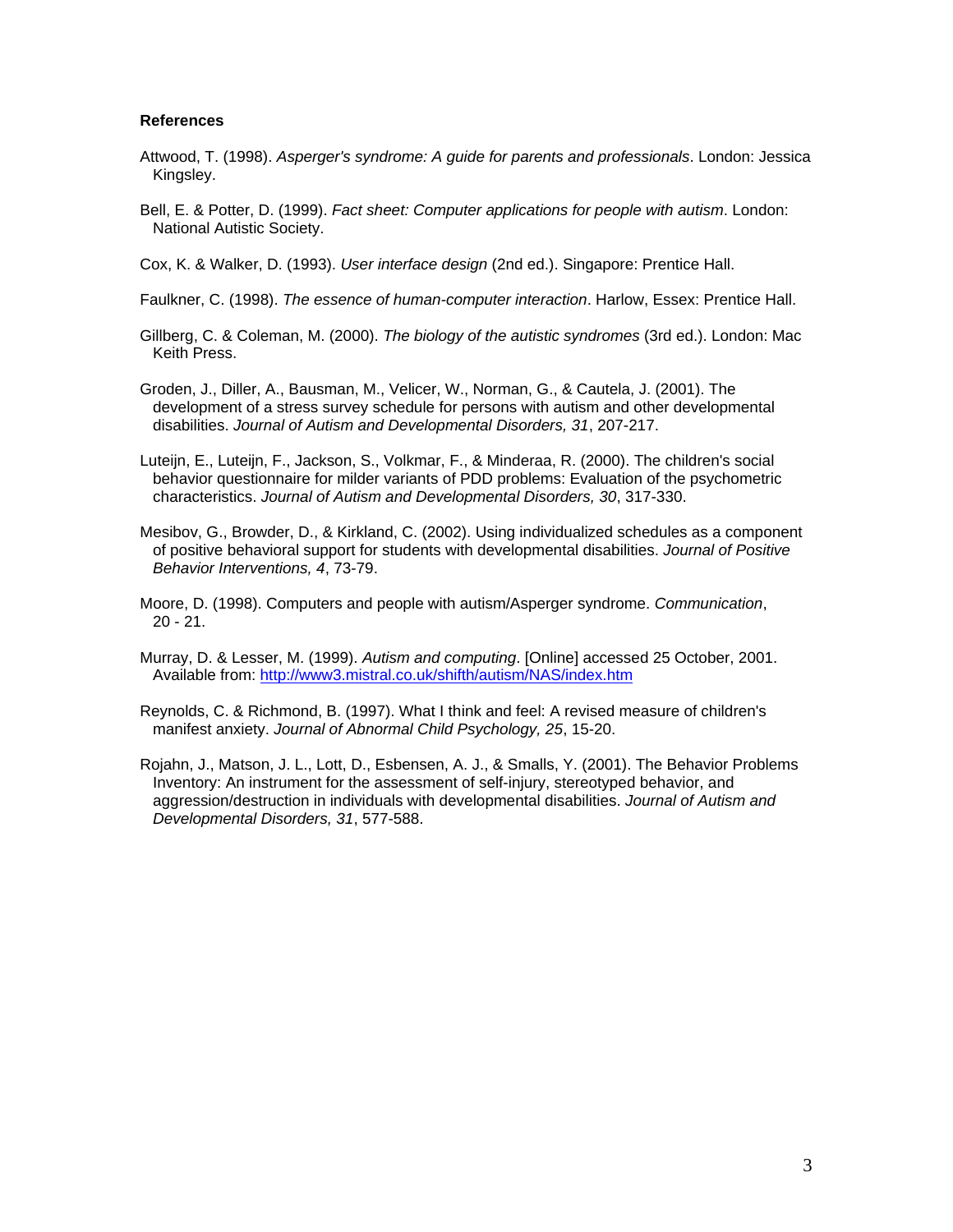**References**

Attwood, T. (1998). *Asperger's syndrome: A guide for parents and professionals*. London: Jessica Kingsley.

Bell, E. & Potter, D. (1999). *Fact sheet: Computer applications for people with autism*. London: National Autistic Society.

Cox, K. & Walker, D. (1993). *User interface design* (2nd ed.). Singapore: Prentice Hall.

Faulkner, C. (1998). *The essence of human-computer interaction*. Harlow, Essex: Prentice Hall.

Gillberg, C. & Coleman, M. (2000). *The biology of the autistic syndromes* (3rd ed.). London: Mac Keith Press.

Groden, J., Diller, A., Bausman, M., Velicer, W., Norman, G., & Cautela, J. (2001). The development of a stress survey schedule for persons with autism and other developmental disabilities. *Journal of Autism and Developmental Disorders, 31*, 207-217.

Luteijn, E., Luteijn, F., Jackson, S., Volkmar, F., & Minderaa, R. (2000). The children's social behavior questionnaire for milder variants of PDD problems: Evaluation of the psychometric characteristics. *Journal of Autism and Developmental Disorders, 30*, 317-330.

Mesibov, G., Browder, D., & Kirkland, C. (2002). Using individualized schedules as a component of positive behavioral support for students with developmental disabilities. *Journal of Positive Behavior Interventions, 4*, 73-79.

Moore, D. (1998). Computers and people with autism/Asperger syndrome. *Communication*, 20 - 21.

Murray, D. & Lesser, M. (1999). *Autism and computing*. [Online] accessed 25 October, 2001. Available from: http://www3.mistral.co.uk/shifth/autism/NAS/index.htm

Reynolds, C. & Richmond, B. (1997). What I think and feel: A revised measure of children's manifest anxiety. *Journal of Abnormal Child Psychology, 25*, 15-20.

Rojahn, J., Matson, J. L., Lott, D., Esbensen, A. J., & Smalls, Y. (2001). The Behavior Problems Inventory: An instrument for the assessment of self-injury, stereotyped behavior, and aggression/destruction in individuals with developmental disabilities. *Journal of Autism and Developmental Disorders, 31*, 577-588.